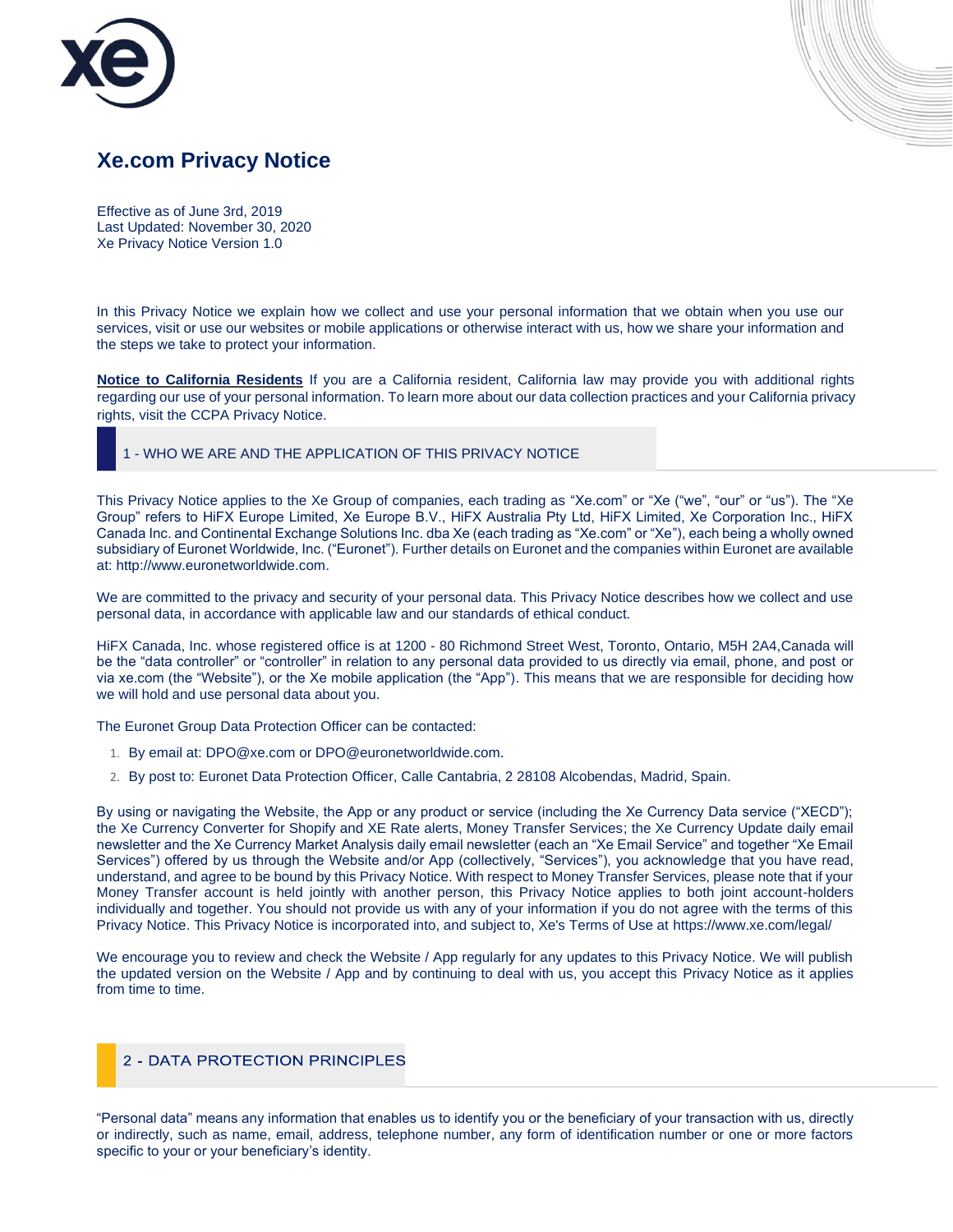# Xe.com Privacy Notice

Effective as of June 3rd, 2019
Last Updated: November 30, 2020
Xe Privacy Notice Version 1.0

In this Privacy Notice we explain how we collect and use your personal information that we obtain when you use our services, visit or use our websites or mobile applications or otherwise interact with us, how we share your information and the steps we take to protect your information.

**Notice to California Residents** If you are a California resident, California law may provide you with additional rights regarding our use of your personal information. To learn more about our data collection practices and your California privacy rights, visit the CCPA Privacy Notice.

## 1 - WHO WE ARE AND THE APPLICATION OF THIS PRIVACY NOTICE

This Privacy Notice applies to the Xe Group of companies, each trading as "Xe.com" or "Xe ("we", "our" or "us"). The "Xe Group" refers to HiFX Europe Limited, Xe Europe B.V., HiFX Australia Pty Ltd, HiFX Limited, Xe Corporation Inc., HiFX Canada Inc. and Continental Exchange Solutions Inc. dba Xe (each trading as "Xe.com" or "Xe"), each being a wholly owned subsidiary of Euronet Worldwide, Inc. ("Euronet"). Further details on Euronet and the companies within Euronet are available at: http://www.euronetworldwide.com.

We are committed to the privacy and security of your personal data. This Privacy Notice describes how we collect and use personal data, in accordance with applicable law and our standards of ethical conduct.

HiFX Canada, Inc. whose registered office is at 1200 - 80 Richmond Street West, Toronto, Ontario, M5H 2A4,Canada will be the "data controller" or "controller" in relation to any personal data provided to us directly via email, phone, and post or via xe.com (the "Website"), or the Xe mobile application (the "App"). This means that we are responsible for deciding how we will hold and use personal data about you.

The Euronet Group Data Protection Officer can be contacted:

1. By email at: DPO@xe.com or DPO@euronetworldwide.com.
2. By post to: Euronet Data Protection Officer, Calle Cantabria, 2 28108 Alcobendas, Madrid, Spain.

By using or navigating the Website, the App or any product or service (including the Xe Currency Data service ("XECD"); the Xe Currency Converter for Shopify and XE Rate alerts, Money Transfer Services; the Xe Currency Update daily email newsletter and the Xe Currency Market Analysis daily email newsletter (each an "Xe Email Service" and together "Xe Email Services") offered by us through the Website and/or App (collectively, "Services"), you acknowledge that you have read, understand, and agree to be bound by this Privacy Notice. With respect to Money Transfer Services, please note that if your Money Transfer account is held jointly with another person, this Privacy Notice applies to both joint account-holders individually and together. You should not provide us with any of your information if you do not agree with the terms of this Privacy Notice. This Privacy Notice is incorporated into, and subject to, Xe's Terms of Use at https://www.xe.com/legal/

We encourage you to review and check the Website / App regularly for any updates to this Privacy Notice. We will publish the updated version on the Website / App and by continuing to deal with us, you accept this Privacy Notice as it applies from time to time.

## 2 - DATA PROTECTION PRINCIPLES

"Personal data" means any information that enables us to identify you or the beneficiary of your transaction with us, directly or indirectly, such as name, email, address, telephone number, any form of identification number or one or more factors specific to your or your beneficiary's identity.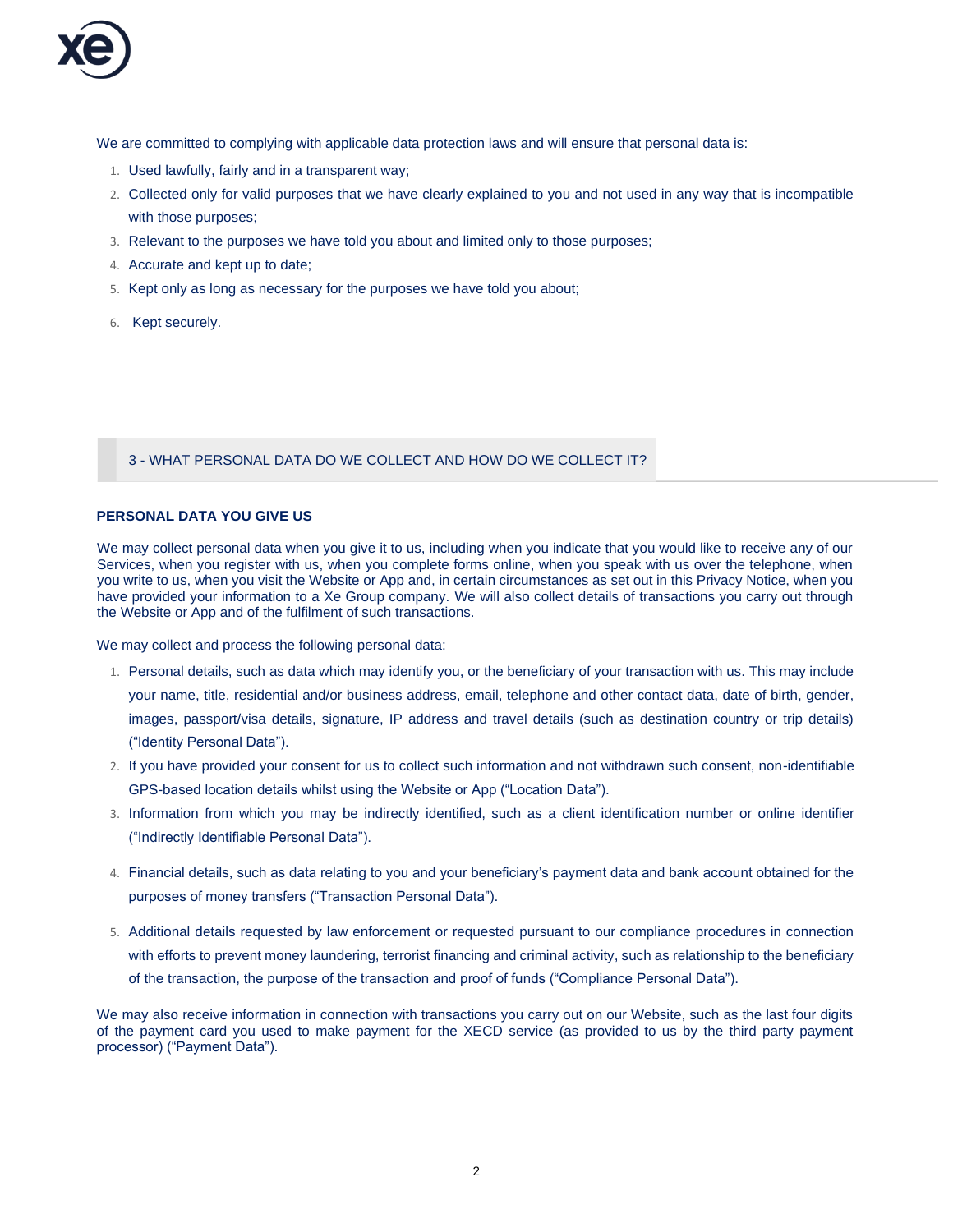We are committed to complying with applicable data protection laws and will ensure that personal data is:

1. Used lawfully, fairly and in a transparent way;
2. Collected only for valid purposes that we have clearly explained to you and not used in any way that is incompatible with those purposes;
3. Relevant to the purposes we have told you about and limited only to those purposes;
4. Accurate and kept up to date;
5. Kept only as long as necessary for the purposes we have told you about;
6. Kept securely.

## 3 - WHAT PERSONAL DATA DO WE COLLECT AND HOW DO WE COLLECT IT?

### PERSONAL DATA YOU GIVE US

We may collect personal data when you give it to us, including when you indicate that you would like to receive any of our Services, when you register with us, when you complete forms online, when you speak with us over the telephone, when you write to us, when you visit the Website or App and, in certain circumstances as set out in this Privacy Notice, when you have provided your information to a Xe Group company. We will also collect details of transactions you carry out through the Website or App and of the fulfilment of such transactions.

We may collect and process the following personal data:

1. Personal details, such as data which may identify you, or the beneficiary of your transaction with us. This may include your name, title, residential and/or business address, email, telephone and other contact data, date of birth, gender, images, passport/visa details, signature, IP address and travel details (such as destination country or trip details) ("Identity Personal Data").
2. If you have provided your consent for us to collect such information and not withdrawn such consent, non-identifiable GPS-based location details whilst using the Website or App ("Location Data").
3. Information from which you may be indirectly identified, such as a client identification number or online identifier ("Indirectly Identifiable Personal Data").
4. Financial details, such as data relating to you and your beneficiary's payment data and bank account obtained for the purposes of money transfers ("Transaction Personal Data").
5. Additional details requested by law enforcement or requested pursuant to our compliance procedures in connection with efforts to prevent money laundering, terrorist financing and criminal activity, such as relationship to the beneficiary of the transaction, the purpose of the transaction and proof of funds ("Compliance Personal Data").

We may also receive information in connection with transactions you carry out on our Website, such as the last four digits of the payment card you used to make payment for the XECD service (as provided to us by the third party payment processor) ("Payment Data").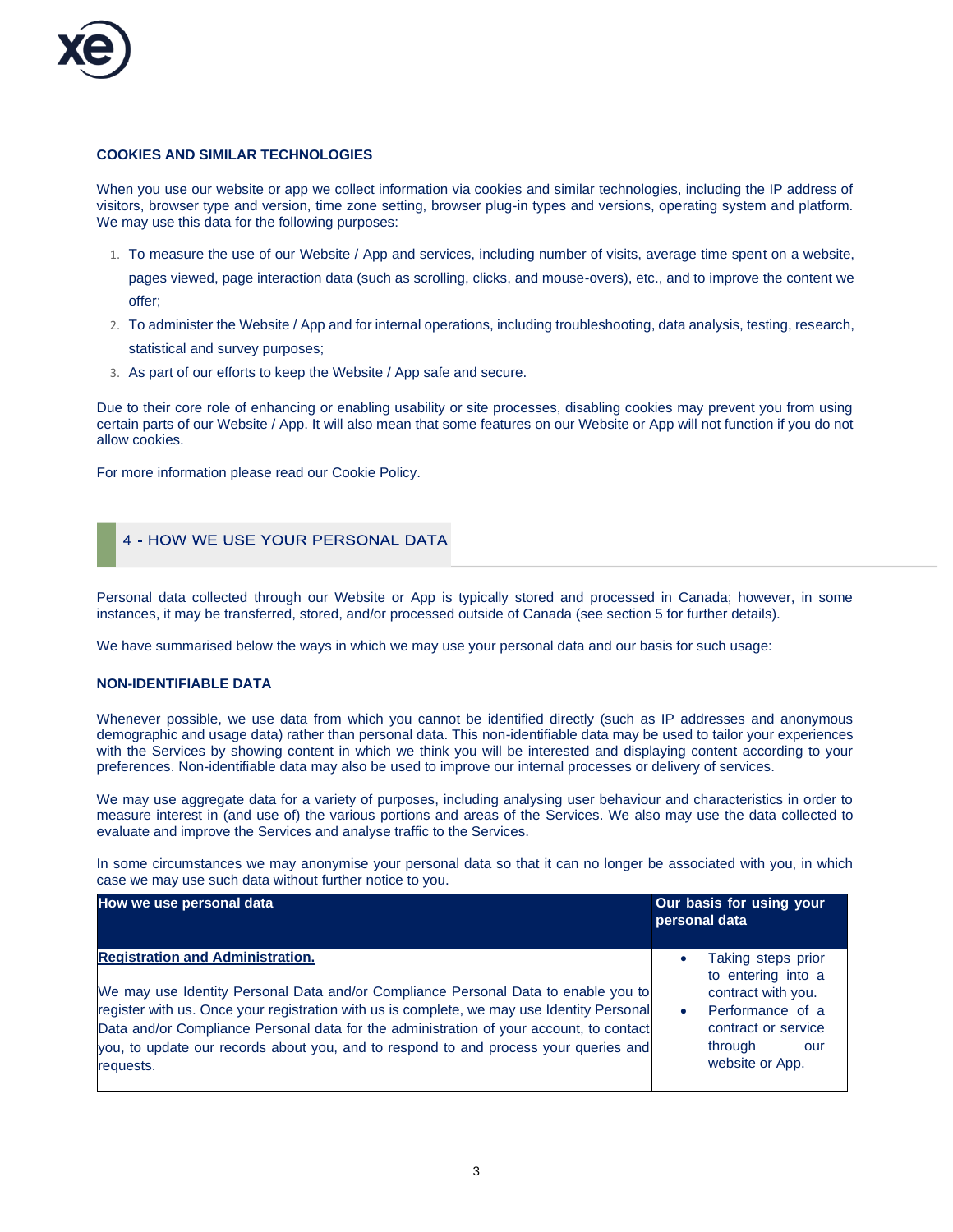### COOKIES AND SIMILAR TECHNOLOGIES

When you use our website or app we collect information via cookies and similar technologies, including the IP address of visitors, browser type and version, time zone setting, browser plug-in types and versions, operating system and platform. We may use this data for the following purposes:

1. To measure the use of our Website / App and services, including number of visits, average time spent on a website, pages viewed, page interaction data (such as scrolling, clicks, and mouse-overs), etc., and to improve the content we offer;
2. To administer the Website / App and for internal operations, including troubleshooting, data analysis, testing, research, statistical and survey purposes;
3. As part of our efforts to keep the Website / App safe and secure.

Due to their core role of enhancing or enabling usability or site processes, disabling cookies may prevent you from using certain parts of our Website / App. It will also mean that some features on our Website or App will not function if you do not allow cookies.

For more information please read our Cookie Policy.

## 4 - HOW WE USE YOUR PERSONAL DATA

Personal data collected through our Website or App is typically stored and processed in Canada; however, in some instances, it may be transferred, stored, and/or processed outside of Canada (see section 5 for further details).

We have summarised below the ways in which we may use your personal data and our basis for such usage:

### NON-IDENTIFIABLE DATA

Whenever possible, we use data from which you cannot be identified directly (such as IP addresses and anonymous demographic and usage data) rather than personal data. This non-identifiable data may be used to tailor your experiences with the Services by showing content in which we think you will be interested and displaying content according to your preferences. Non-identifiable data may also be used to improve our internal processes or delivery of services.

We may use aggregate data for a variety of purposes, including analysing user behaviour and characteristics in order to measure interest in (and use of) the various portions and areas of the Services. We also may use the data collected to evaluate and improve the Services and analyse traffic to the Services.

In some circumstances we may anonymise your personal data so that it can no longer be associated with you, in which case we may use such data without further notice to you.

| How we use personal data | Our basis for using your personal data |
|---|---|
| **Registration and Administration.**<br><br>We may use Identity Personal Data and/or Compliance Personal Data to enable you to register with us. Once your registration with us is complete, we may use Identity Personal Data and/or Compliance Personal data for the administration of your account, to contact you, to update our records about you, and to respond to and process your queries and requests. | • Taking steps prior to entering into a contract with you.<br>• Performance of a contract or service through our website or App. |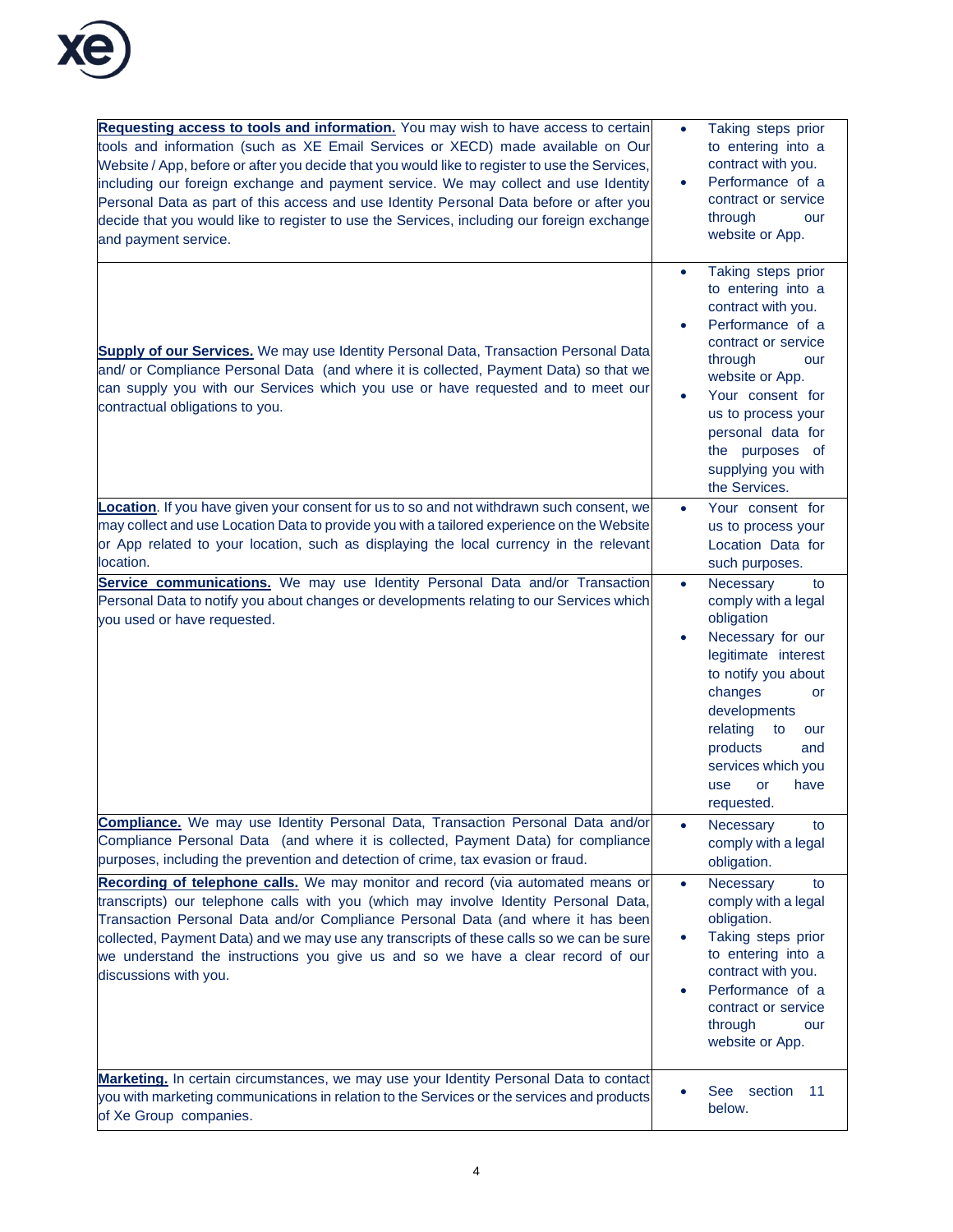| | |
|---|---|
| **Requesting access to tools and information.** You may wish to have access to certain tools and information (such as XE Email Services or XECD) made available on Our Website / App, before or after you decide that you would like to register to use the Services, including our foreign exchange and payment service. We may collect and use Identity Personal Data as part of this access and use Identity Personal Data before or after you decide that you would like to register to use the Services, including our foreign exchange and payment service. | • Taking steps prior to entering into a contract with you.<br>• Performance of a contract or service through our website or App. |
| **Supply of our Services.** We may use Identity Personal Data, Transaction Personal Data and/ or Compliance Personal Data (and where it is collected, Payment Data) so that we can supply you with our Services which you use or have requested and to meet our contractual obligations to you. | • Taking steps prior to entering into a contract with you.<br>• Performance of a contract or service through our website or App.<br>• Your consent for us to process your personal data for the purposes of supplying you with the Services. |
| **Location**. If you have given your consent for us to so and not withdrawn such consent, we may collect and use Location Data to provide you with a tailored experience on the Website or App related to your location, such as displaying the local currency in the relevant location. | • Your consent for us to process your Location Data for such purposes. |
| **Service communications.** We may use Identity Personal Data and/or Transaction Personal Data to notify you about changes or developments relating to our Services which you used or have requested. | • Necessary to comply with a legal obligation<br>• Necessary for our legitimate interest to notify you about changes or developments relating to our products and services which you use or have requested. |
| **Compliance.** We may use Identity Personal Data, Transaction Personal Data and/or Compliance Personal Data (and where it is collected, Payment Data) for compliance purposes, including the prevention and detection of crime, tax evasion or fraud. | • Necessary to comply with a legal obligation. |
| **Recording of telephone calls.** We may monitor and record (via automated means or transcripts) our telephone calls with you (which may involve Identity Personal Data, Transaction Personal Data and/or Compliance Personal Data (and where it has been collected, Payment Data) and we may use any transcripts of these calls so we can be sure we understand the instructions you give us and so we have a clear record of our discussions with you. | • Necessary to comply with a legal obligation.<br>• Taking steps prior to entering into a contract with you.<br>• Performance of a contract or service through our website or App. |
| **Marketing.** In certain circumstances, we may use your Identity Personal Data to contact you with marketing communications in relation to the Services or the services and products of Xe Group companies. | • See section 11 below. |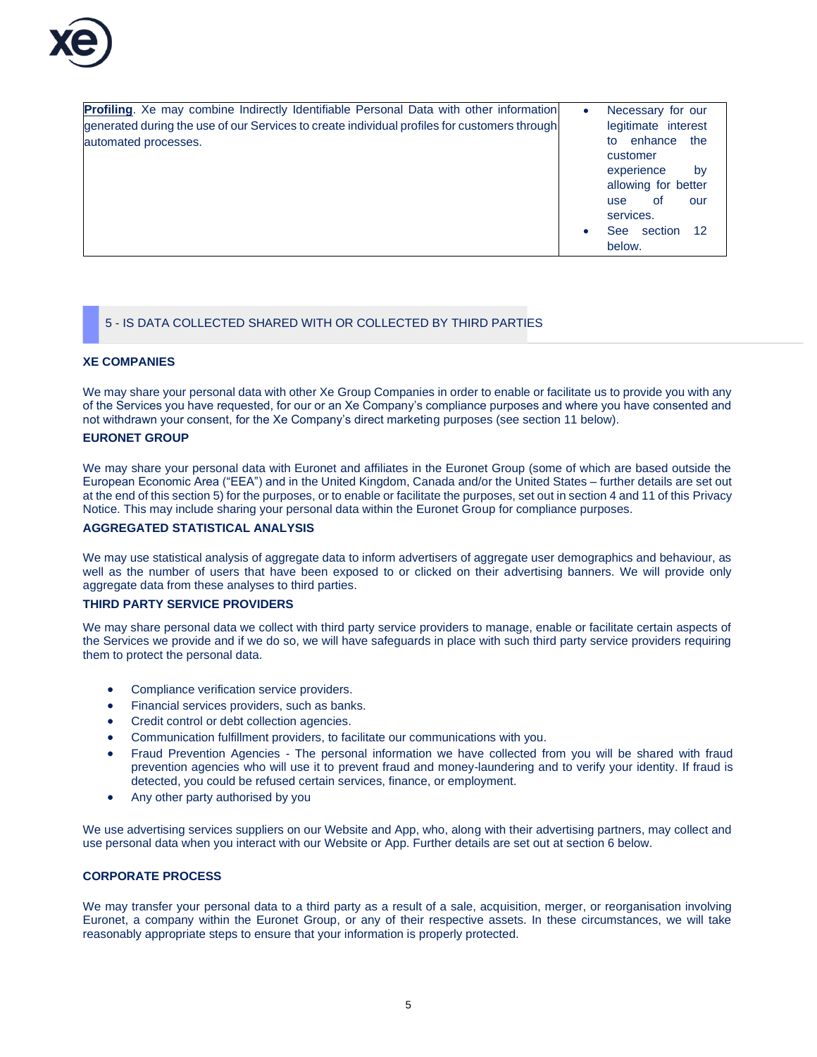| | |
|---|---|
| **Profiling**. Xe may combine Indirectly Identifiable Personal Data with other information generated during the use of our Services to create individual profiles for customers through automated processes. | • Necessary for our legitimate interest to enhance the customer experience by allowing for better use of our services. • See section 12 below. |

## 5 - IS DATA COLLECTED SHARED WITH OR COLLECTED BY THIRD PARTIES

**XE COMPANIES**

We may share your personal data with other Xe Group Companies in order to enable or facilitate us to provide you with any of the Services you have requested, for our or an Xe Company's compliance purposes and where you have consented and not withdrawn your consent, for the Xe Company's direct marketing purposes (see section 11 below).

**EURONET GROUP**

We may share your personal data with Euronet and affiliates in the Euronet Group (some of which are based outside the European Economic Area ("EEA") and in the United Kingdom, Canada and/or the United States – further details are set out at the end of this section 5) for the purposes, or to enable or facilitate the purposes, set out in section 4 and 11 of this Privacy Notice. This may include sharing your personal data within the Euronet Group for compliance purposes.

**AGGREGATED STATISTICAL ANALYSIS**

We may use statistical analysis of aggregate data to inform advertisers of aggregate user demographics and behaviour, as well as the number of users that have been exposed to or clicked on their advertising banners. We will provide only aggregate data from these analyses to third parties.

**THIRD PARTY SERVICE PROVIDERS**

We may share personal data we collect with third party service providers to manage, enable or facilitate certain aspects of the Services we provide and if we do so, we will have safeguards in place with such third party service providers requiring them to protect the personal data.

- Compliance verification service providers.
- Financial services providers, such as banks.
- Credit control or debt collection agencies.
- Communication fulfillment providers, to facilitate our communications with you.
- Fraud Prevention Agencies - The personal information we have collected from you will be shared with fraud prevention agencies who will use it to prevent fraud and money-laundering and to verify your identity. If fraud is detected, you could be refused certain services, finance, or employment.
- Any other party authorised by you

We use advertising services suppliers on our Website and App, who, along with their advertising partners, may collect and use personal data when you interact with our Website or App. Further details are set out at section 6 below.

**CORPORATE PROCESS**

We may transfer your personal data to a third party as a result of a sale, acquisition, merger, or reorganisation involving Euronet, a company within the Euronet Group, or any of their respective assets. In these circumstances, we will take reasonably appropriate steps to ensure that your information is properly protected.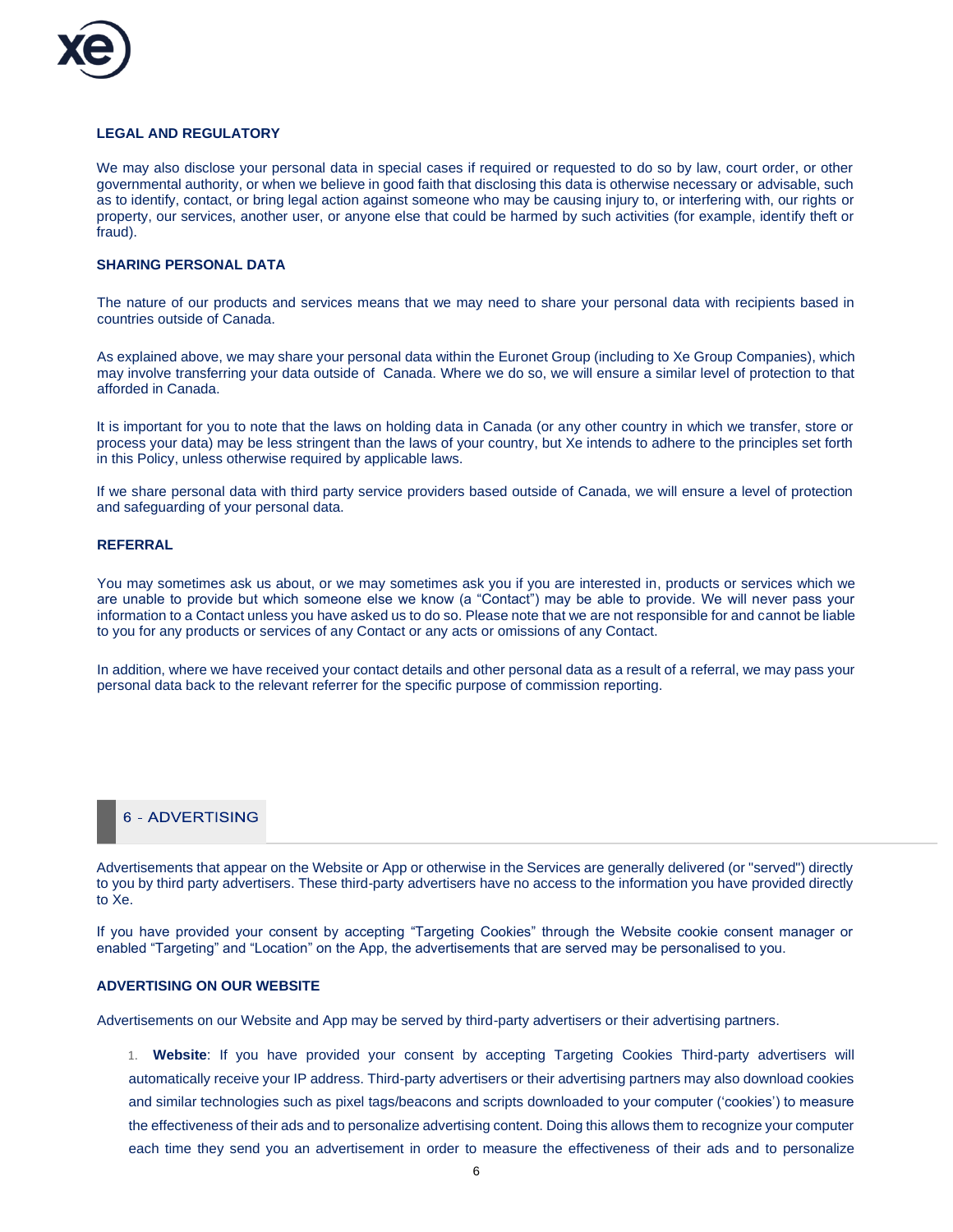### LEGAL AND REGULATORY

We may also disclose your personal data in special cases if required or requested to do so by law, court order, or other governmental authority, or when we believe in good faith that disclosing this data is otherwise necessary or advisable, such as to identify, contact, or bring legal action against someone who may be causing injury to, or interfering with, our rights or property, our services, another user, or anyone else that could be harmed by such activities (for example, identify theft or fraud).

### SHARING PERSONAL DATA

The nature of our products and services means that we may need to share your personal data with recipients based in countries outside of Canada.

As explained above, we may share your personal data within the Euronet Group (including to Xe Group Companies), which may involve transferring your data outside of Canada. Where we do so, we will ensure a similar level of protection to that afforded in Canada.

It is important for you to note that the laws on holding data in Canada (or any other country in which we transfer, store or process your data) may be less stringent than the laws of your country, but Xe intends to adhere to the principles set forth in this Policy, unless otherwise required by applicable laws.

If we share personal data with third party service providers based outside of Canada, we will ensure a level of protection and safeguarding of your personal data.

### REFERRAL

You may sometimes ask us about, or we may sometimes ask you if you are interested in, products or services which we are unable to provide but which someone else we know (a "Contact") may be able to provide. We will never pass your information to a Contact unless you have asked us to do so. Please note that we are not responsible for and cannot be liable to you for any products or services of any Contact or any acts or omissions of any Contact.

In addition, where we have received your contact details and other personal data as a result of a referral, we may pass your personal data back to the relevant referrer for the specific purpose of commission reporting.

## 6 - ADVERTISING

Advertisements that appear on the Website or App or otherwise in the Services are generally delivered (or "served") directly to you by third party advertisers. These third-party advertisers have no access to the information you have provided directly to Xe.

If you have provided your consent by accepting "Targeting Cookies" through the Website cookie consent manager or enabled "Targeting" and "Location" on the App, the advertisements that are served may be personalised to you.

### ADVERTISING ON OUR WEBSITE

Advertisements on our Website and App may be served by third-party advertisers or their advertising partners.

1. **Website**: If you have provided your consent by accepting Targeting Cookies Third-party advertisers will automatically receive your IP address. Third-party advertisers or their advertising partners may also download cookies and similar technologies such as pixel tags/beacons and scripts downloaded to your computer ('cookies') to measure the effectiveness of their ads and to personalize advertising content. Doing this allows them to recognize your computer each time they send you an advertisement in order to measure the effectiveness of their ads and to personalize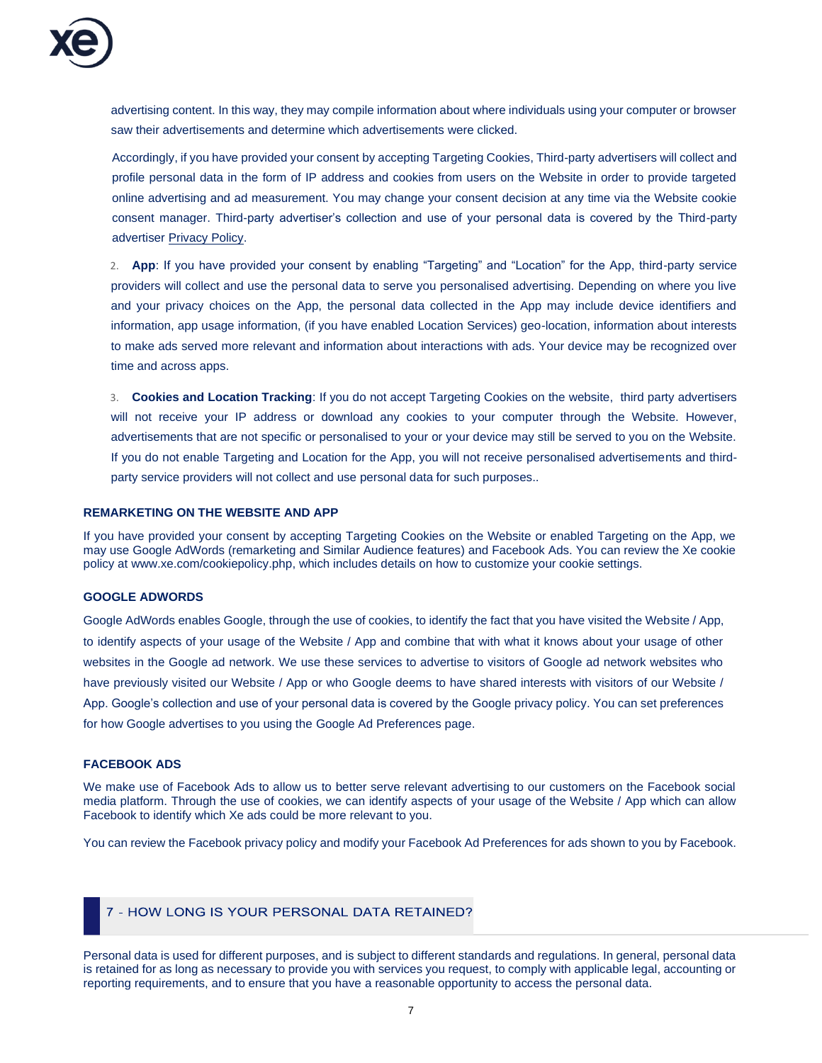advertising content. In this way, they may compile information about where individuals using your computer or browser saw their advertisements and determine which advertisements were clicked.

Accordingly, if you have provided your consent by accepting Targeting Cookies, Third-party advertisers will collect and profile personal data in the form of IP address and cookies from users on the Website in order to provide targeted online advertising and ad measurement. You may change your consent decision at any time via the Website cookie consent manager. Third-party advertiser's collection and use of your personal data is covered by the Third-party advertiser Privacy Policy.

2. **App**: If you have provided your consent by enabling "Targeting" and "Location" for the App, third-party service providers will collect and use the personal data to serve you personalised advertising. Depending on where you live and your privacy choices on the App, the personal data collected in the App may include device identifiers and information, app usage information, (if you have enabled Location Services) geo-location, information about interests to make ads served more relevant and information about interactions with ads. Your device may be recognized over time and across apps.

3. **Cookies and Location Tracking**: If you do not accept Targeting Cookies on the website, third party advertisers will not receive your IP address or download any cookies to your computer through the Website. However, advertisements that are not specific or personalised to your or your device may still be served to you on the Website. If you do not enable Targeting and Location for the App, you will not receive personalised advertisements and third-party service providers will not collect and use personal data for such purposes..

### REMARKETING ON THE WEBSITE AND APP

If you have provided your consent by accepting Targeting Cookies on the Website or enabled Targeting on the App, we may use Google AdWords (remarketing and Similar Audience features) and Facebook Ads. You can review the Xe cookie policy at www.xe.com/cookiepolicy.php, which includes details on how to customize your cookie settings.

### GOOGLE ADWORDS

Google AdWords enables Google, through the use of cookies, to identify the fact that you have visited the Website / App, to identify aspects of your usage of the Website / App and combine that with what it knows about your usage of other websites in the Google ad network. We use these services to advertise to visitors of Google ad network websites who have previously visited our Website / App or who Google deems to have shared interests with visitors of our Website / App. Google's collection and use of your personal data is covered by the Google privacy policy. You can set preferences for how Google advertises to you using the Google Ad Preferences page.

### FACEBOOK ADS

We make use of Facebook Ads to allow us to better serve relevant advertising to our customers on the Facebook social media platform. Through the use of cookies, we can identify aspects of your usage of the Website / App which can allow Facebook to identify which Xe ads could be more relevant to you.

You can review the Facebook privacy policy and modify your Facebook Ad Preferences for ads shown to you by Facebook.

## 7 - HOW LONG IS YOUR PERSONAL DATA RETAINED?

Personal data is used for different purposes, and is subject to different standards and regulations. In general, personal data is retained for as long as necessary to provide you with services you request, to comply with applicable legal, accounting or reporting requirements, and to ensure that you have a reasonable opportunity to access the personal data.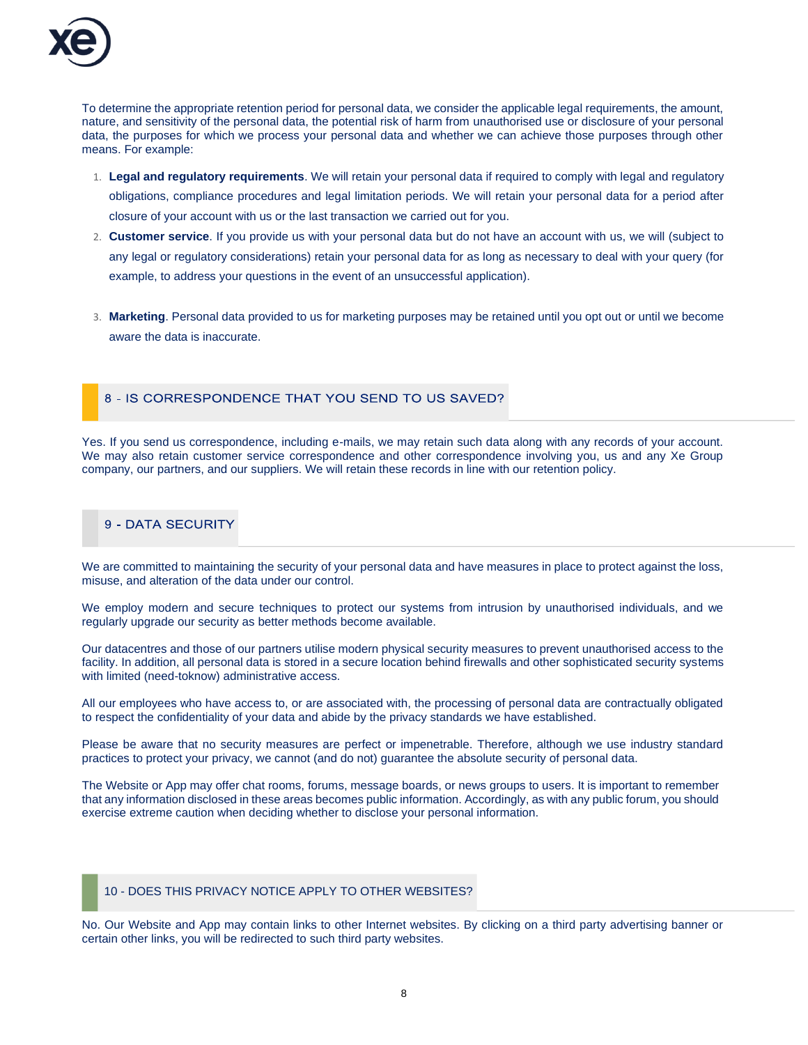To determine the appropriate retention period for personal data, we consider the applicable legal requirements, the amount, nature, and sensitivity of the personal data, the potential risk of harm from unauthorised use or disclosure of your personal data, the purposes for which we process your personal data and whether we can achieve those purposes through other means. For example:

1. **Legal and regulatory requirements**. We will retain your personal data if required to comply with legal and regulatory obligations, compliance procedures and legal limitation periods. We will retain your personal data for a period after closure of your account with us or the last transaction we carried out for you.
2. **Customer service**. If you provide us with your personal data but do not have an account with us, we will (subject to any legal or regulatory considerations) retain your personal data for as long as necessary to deal with your query (for example, to address your questions in the event of an unsuccessful application).
3. **Marketing**. Personal data provided to us for marketing purposes may be retained until you opt out or until we become aware the data is inaccurate.

## 8 - IS CORRESPONDENCE THAT YOU SEND TO US SAVED?

Yes. If you send us correspondence, including e-mails, we may retain such data along with any records of your account. We may also retain customer service correspondence and other correspondence involving you, us and any Xe Group company, our partners, and our suppliers. We will retain these records in line with our retention policy.

## 9 - DATA SECURITY

We are committed to maintaining the security of your personal data and have measures in place to protect against the loss, misuse, and alteration of the data under our control.

We employ modern and secure techniques to protect our systems from intrusion by unauthorised individuals, and we regularly upgrade our security as better methods become available.

Our datacentres and those of our partners utilise modern physical security measures to prevent unauthorised access to the facility. In addition, all personal data is stored in a secure location behind firewalls and other sophisticated security systems with limited (need-toknow) administrative access.

All our employees who have access to, or are associated with, the processing of personal data are contractually obligated to respect the confidentiality of your data and abide by the privacy standards we have established.

Please be aware that no security measures are perfect or impenetrable. Therefore, although we use industry standard practices to protect your privacy, we cannot (and do not) guarantee the absolute security of personal data.

The Website or App may offer chat rooms, forums, message boards, or news groups to users. It is important to remember that any information disclosed in these areas becomes public information. Accordingly, as with any public forum, you should exercise extreme caution when deciding whether to disclose your personal information.

## 10 - DOES THIS PRIVACY NOTICE APPLY TO OTHER WEBSITES?

No. Our Website and App may contain links to other Internet websites. By clicking on a third party advertising banner or certain other links, you will be redirected to such third party websites.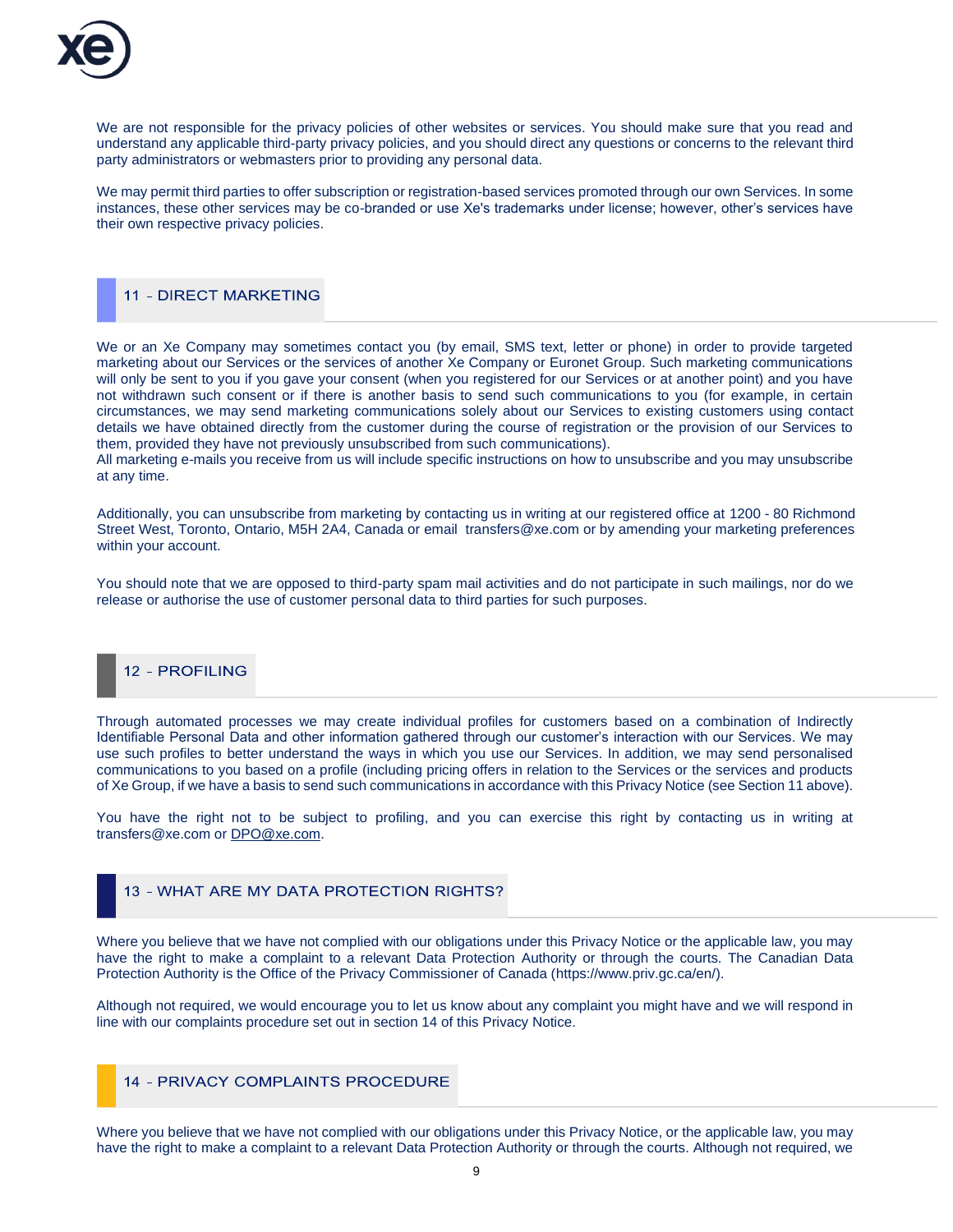We are not responsible for the privacy policies of other websites or services. You should make sure that you read and understand any applicable third-party privacy policies, and you should direct any questions or concerns to the relevant third party administrators or webmasters prior to providing any personal data.

We may permit third parties to offer subscription or registration-based services promoted through our own Services. In some instances, these other services may be co-branded or use Xe's trademarks under license; however, other's services have their own respective privacy policies.

## 11 - DIRECT MARKETING

We or an Xe Company may sometimes contact you (by email, SMS text, letter or phone) in order to provide targeted marketing about our Services or the services of another Xe Company or Euronet Group. Such marketing communications will only be sent to you if you gave your consent (when you registered for our Services or at another point) and you have not withdrawn such consent or if there is another basis to send such communications to you (for example, in certain circumstances, we may send marketing communications solely about our Services to existing customers using contact details we have obtained directly from the customer during the course of registration or the provision of our Services to them, provided they have not previously unsubscribed from such communications).
All marketing e-mails you receive from us will include specific instructions on how to unsubscribe and you may unsubscribe at any time.

Additionally, you can unsubscribe from marketing by contacting us in writing at our registered office at 1200 - 80 Richmond Street West, Toronto, Ontario, M5H 2A4, Canada or email transfers@xe.com or by amending your marketing preferences within your account.

You should note that we are opposed to third-party spam mail activities and do not participate in such mailings, nor do we release or authorise the use of customer personal data to third parties for such purposes.

## 12 - PROFILING

Through automated processes we may create individual profiles for customers based on a combination of Indirectly Identifiable Personal Data and other information gathered through our customer's interaction with our Services. We may use such profiles to better understand the ways in which you use our Services. In addition, we may send personalised communications to you based on a profile (including pricing offers in relation to the Services or the services and products of Xe Group, if we have a basis to send such communications in accordance with this Privacy Notice (see Section 11 above).

You have the right not to be subject to profiling, and you can exercise this right by contacting us in writing at transfers@xe.com or DPO@xe.com.

## 13 - WHAT ARE MY DATA PROTECTION RIGHTS?

Where you believe that we have not complied with our obligations under this Privacy Notice or the applicable law, you may have the right to make a complaint to a relevant Data Protection Authority or through the courts. The Canadian Data Protection Authority is the Office of the Privacy Commissioner of Canada (https://www.priv.gc.ca/en/).

Although not required, we would encourage you to let us know about any complaint you might have and we will respond in line with our complaints procedure set out in section 14 of this Privacy Notice.

## 14 - PRIVACY COMPLAINTS PROCEDURE

Where you believe that we have not complied with our obligations under this Privacy Notice, or the applicable law, you may have the right to make a complaint to a relevant Data Protection Authority or through the courts. Although not required, we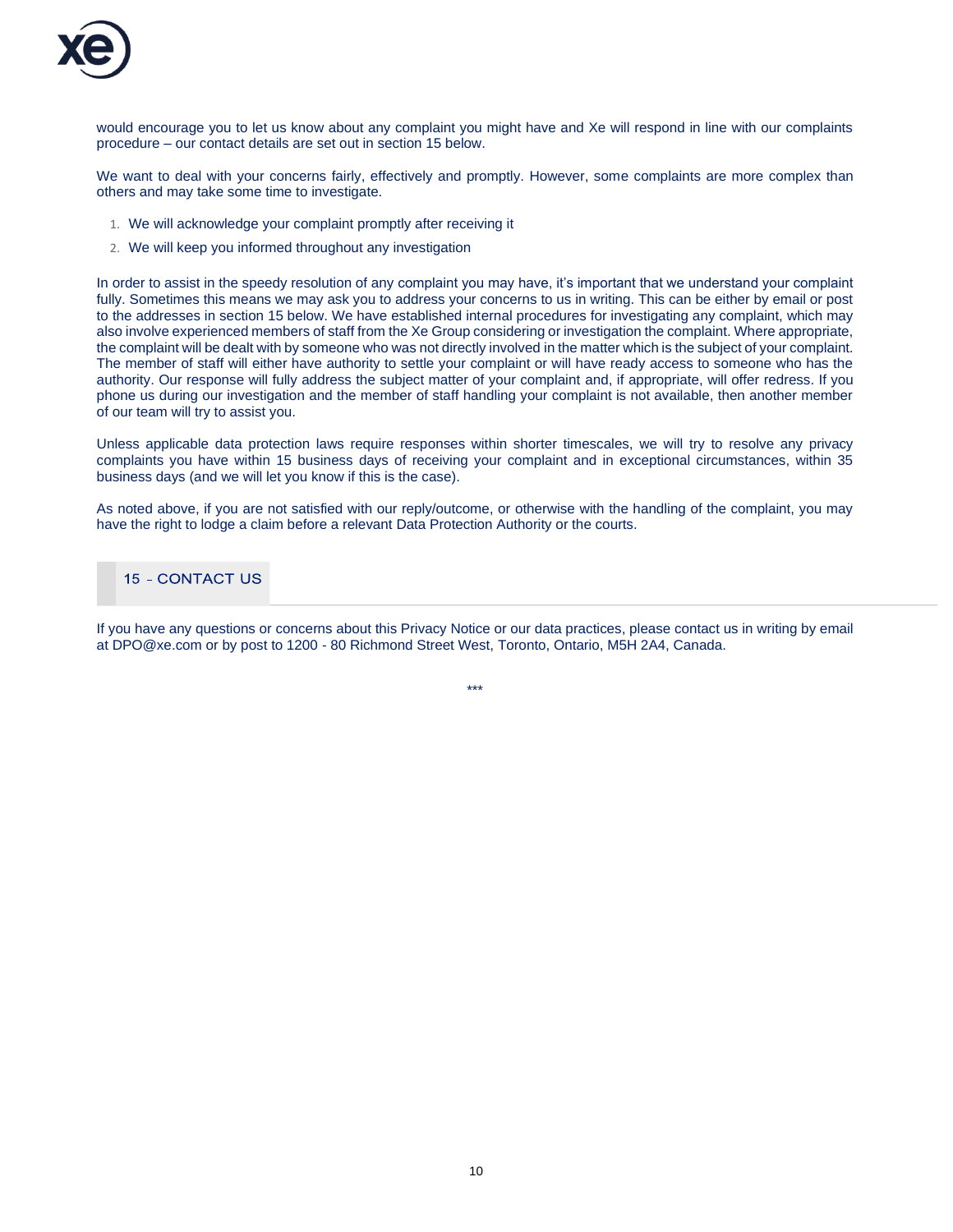would encourage you to let us know about any complaint you might have and Xe will respond in line with our complaints procedure – our contact details are set out in section 15 below.

We want to deal with your concerns fairly, effectively and promptly. However, some complaints are more complex than others and may take some time to investigate.

1. We will acknowledge your complaint promptly after receiving it
2. We will keep you informed throughout any investigation

In order to assist in the speedy resolution of any complaint you may have, it's important that we understand your complaint fully. Sometimes this means we may ask you to address your concerns to us in writing. This can be either by email or post to the addresses in section 15 below. We have established internal procedures for investigating any complaint, which may also involve experienced members of staff from the Xe Group considering or investigation the complaint. Where appropriate, the complaint will be dealt with by someone who was not directly involved in the matter which is the subject of your complaint. The member of staff will either have authority to settle your complaint or will have ready access to someone who has the authority. Our response will fully address the subject matter of your complaint and, if appropriate, will offer redress. If you phone us during our investigation and the member of staff handling your complaint is not available, then another member of our team will try to assist you.

Unless applicable data protection laws require responses within shorter timescales, we will try to resolve any privacy complaints you have within 15 business days of receiving your complaint and in exceptional circumstances, within 35 business days (and we will let you know if this is the case).

As noted above, if you are not satisfied with our reply/outcome, or otherwise with the handling of the complaint, you may have the right to lodge a claim before a relevant Data Protection Authority or the courts.

## 15 - CONTACT US

If you have any questions or concerns about this Privacy Notice or our data practices, please contact us in writing by email at DPO@xe.com or by post to 1200 - 80 Richmond Street West, Toronto, Ontario, M5H 2A4, Canada.

***